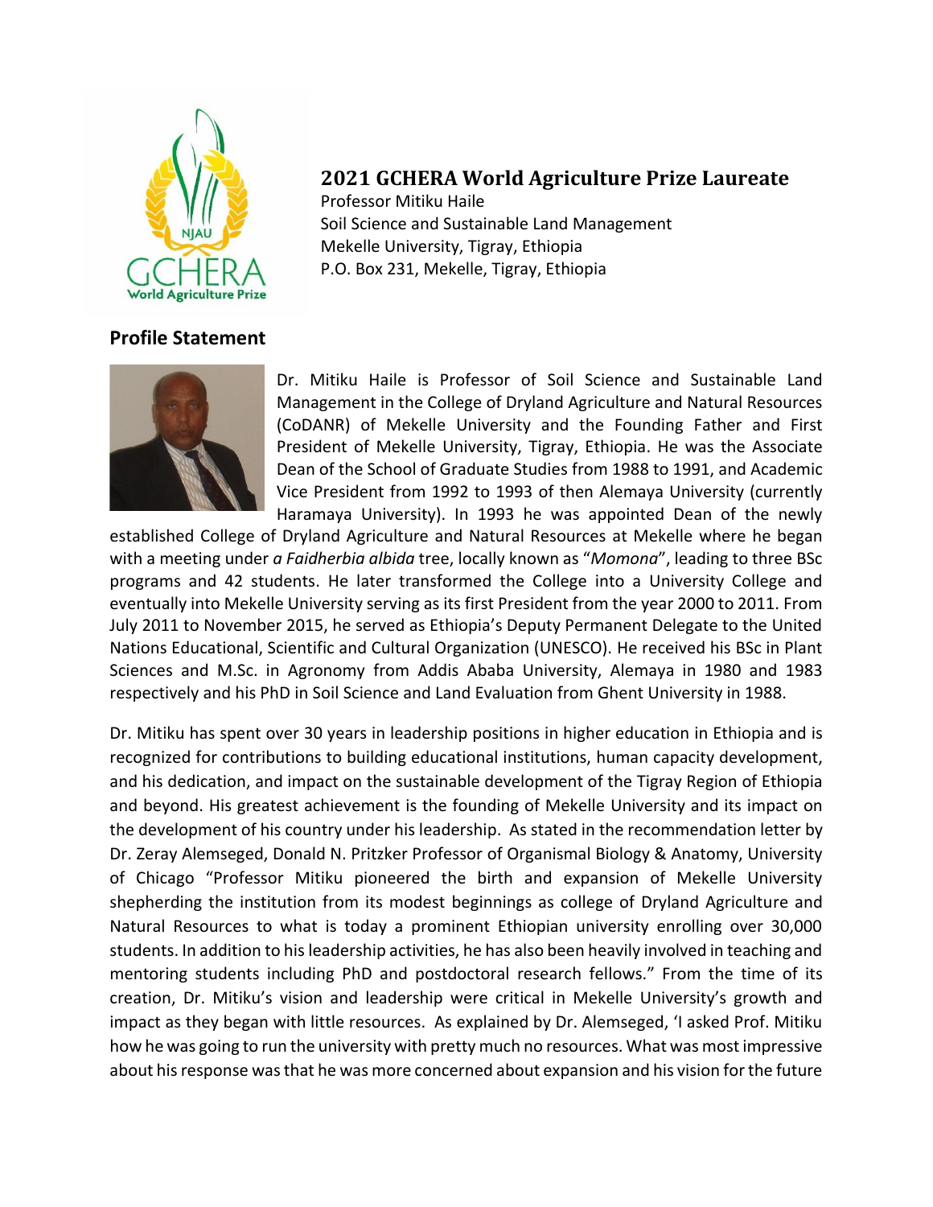## 2021 GCHERA World Agriculture Prize Laureate

Professor Mitiku Haile
Soil Science and Sustainable Land Management
Mekelle University, Tigray, Ethiopia
P.O. Box 231, Mekelle, Tigray, Ethiopia

### Profile Statement

Dr. Mitiku Haile is Professor of Soil Science and Sustainable Land Management in the College of Dryland Agriculture and Natural Resources (CoDANR) of Mekelle University and the Founding Father and First President of Mekelle University, Tigray, Ethiopia. He was the Associate Dean of the School of Graduate Studies from 1988 to 1991, and Academic Vice President from 1992 to 1993 of then Alemaya University (currently Haramaya University). In 1993 he was appointed Dean of the newly established College of Dryland Agriculture and Natural Resources at Mekelle where he began with a meeting under *a Faidherbia albida* tree, locally known as "*Momona*", leading to three BSc programs and 42 students. He later transformed the College into a University College and eventually into Mekelle University serving as its first President from the year 2000 to 2011. From July 2011 to November 2015, he served as Ethiopia's Deputy Permanent Delegate to the United Nations Educational, Scientific and Cultural Organization (UNESCO). He received his BSc in Plant Sciences and M.Sc. in Agronomy from Addis Ababa University, Alemaya in 1980 and 1983 respectively and his PhD in Soil Science and Land Evaluation from Ghent University in 1988.

Dr. Mitiku has spent over 30 years in leadership positions in higher education in Ethiopia and is recognized for contributions to building educational institutions, human capacity development, and his dedication, and impact on the sustainable development of the Tigray Region of Ethiopia and beyond. His greatest achievement is the founding of Mekelle University and its impact on the development of his country under his leadership. As stated in the recommendation letter by Dr. Zeray Alemseged, Donald N. Pritzker Professor of Organismal Biology & Anatomy, University of Chicago "Professor Mitiku pioneered the birth and expansion of Mekelle University shepherding the institution from its modest beginnings as college of Dryland Agriculture and Natural Resources to what is today a prominent Ethiopian university enrolling over 30,000 students. In addition to his leadership activities, he has also been heavily involved in teaching and mentoring students including PhD and postdoctoral research fellows." From the time of its creation, Dr. Mitiku's vision and leadership were critical in Mekelle University's growth and impact as they began with little resources. As explained by Dr. Alemseged, 'I asked Prof. Mitiku how he was going to run the university with pretty much no resources. What was most impressive about his response was that he was more concerned about expansion and his vision for the future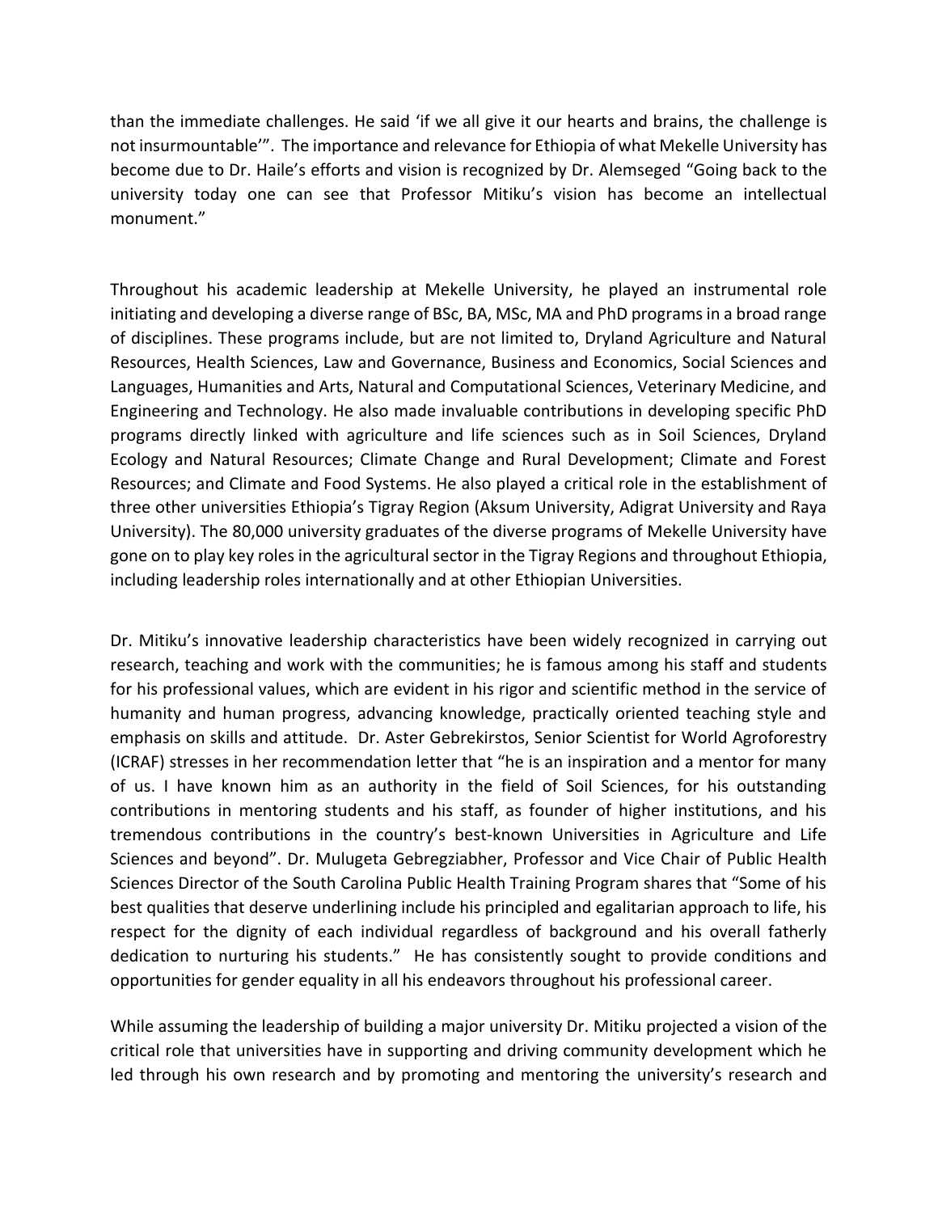than the immediate challenges. He said 'if we all give it our hearts and brains, the challenge is not insurmountable'". The importance and relevance for Ethiopia of what Mekelle University has become due to Dr. Haile's efforts and vision is recognized by Dr. Alemseged "Going back to the university today one can see that Professor Mitiku's vision has become an intellectual monument."

Throughout his academic leadership at Mekelle University, he played an instrumental role initiating and developing a diverse range of BSc, BA, MSc, MA and PhD programs in a broad range of disciplines. These programs include, but are not limited to, Dryland Agriculture and Natural Resources, Health Sciences, Law and Governance, Business and Economics, Social Sciences and Languages, Humanities and Arts, Natural and Computational Sciences, Veterinary Medicine, and Engineering and Technology. He also made invaluable contributions in developing specific PhD programs directly linked with agriculture and life sciences such as in Soil Sciences, Dryland Ecology and Natural Resources; Climate Change and Rural Development; Climate and Forest Resources; and Climate and Food Systems. He also played a critical role in the establishment of three other universities Ethiopia's Tigray Region (Aksum University, Adigrat University and Raya University). The 80,000 university graduates of the diverse programs of Mekelle University have gone on to play key roles in the agricultural sector in the Tigray Regions and throughout Ethiopia, including leadership roles internationally and at other Ethiopian Universities.

Dr. Mitiku's innovative leadership characteristics have been widely recognized in carrying out research, teaching and work with the communities; he is famous among his staff and students for his professional values, which are evident in his rigor and scientific method in the service of humanity and human progress, advancing knowledge, practically oriented teaching style and emphasis on skills and attitude. Dr. Aster Gebrekirstos, Senior Scientist for World Agroforestry (ICRAF) stresses in her recommendation letter that "he is an inspiration and a mentor for many of us. I have known him as an authority in the field of Soil Sciences, for his outstanding contributions in mentoring students and his staff, as founder of higher institutions, and his tremendous contributions in the country's best-known Universities in Agriculture and Life Sciences and beyond". Dr. Mulugeta Gebregziabher, Professor and Vice Chair of Public Health Sciences Director of the South Carolina Public Health Training Program shares that "Some of his best qualities that deserve underlining include his principled and egalitarian approach to life, his respect for the dignity of each individual regardless of background and his overall fatherly dedication to nurturing his students." He has consistently sought to provide conditions and opportunities for gender equality in all his endeavors throughout his professional career.

While assuming the leadership of building a major university Dr. Mitiku projected a vision of the critical role that universities have in supporting and driving community development which he led through his own research and by promoting and mentoring the university's research and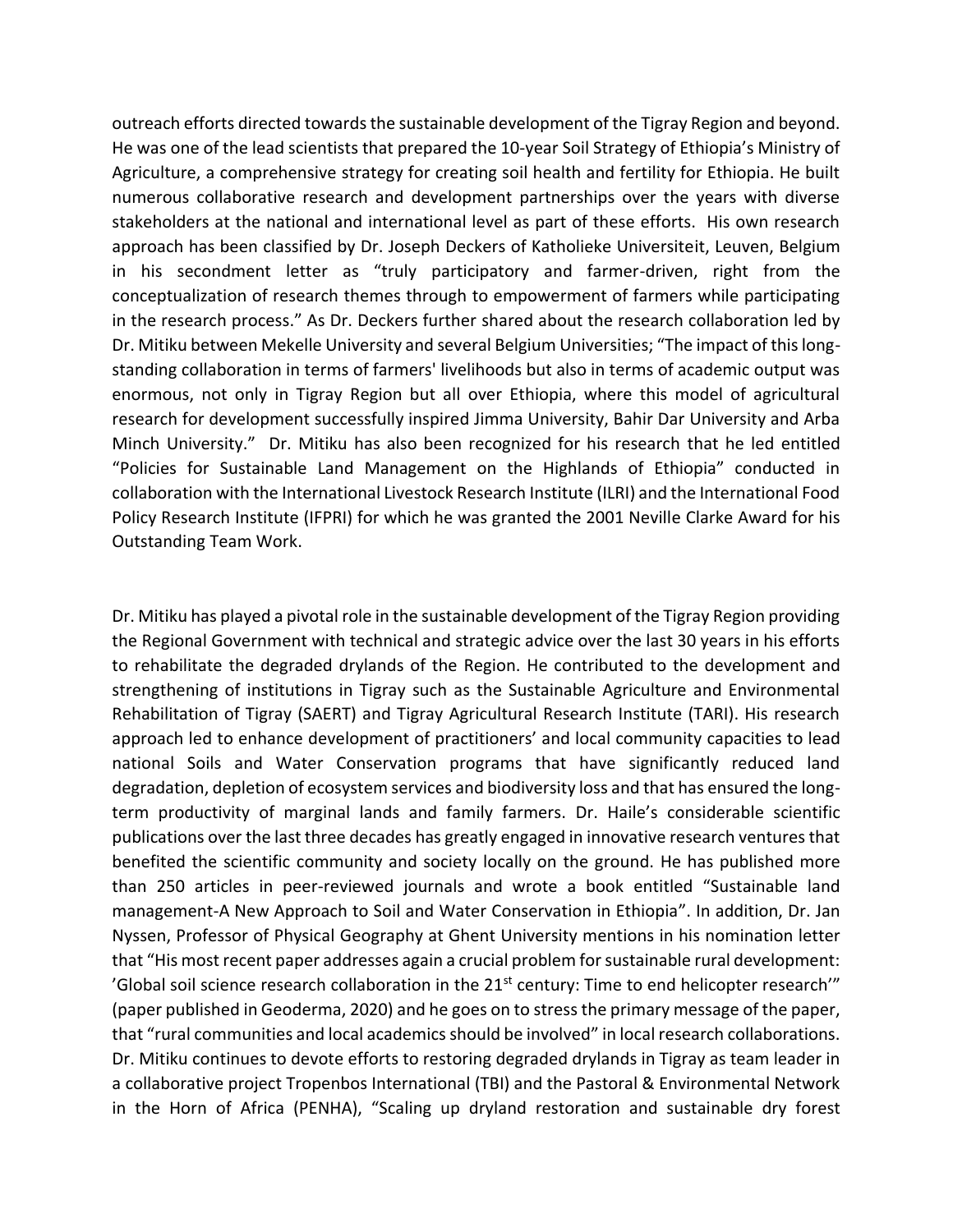outreach efforts directed towards the sustainable development of the Tigray Region and beyond. He was one of the lead scientists that prepared the 10-year Soil Strategy of Ethiopia's Ministry of Agriculture, a comprehensive strategy for creating soil health and fertility for Ethiopia. He built numerous collaborative research and development partnerships over the years with diverse stakeholders at the national and international level as part of these efforts. His own research approach has been classified by Dr. Joseph Deckers of Katholieke Universiteit, Leuven, Belgium in his secondment letter as "truly participatory and farmer-driven, right from the conceptualization of research themes through to empowerment of farmers while participating in the research process." As Dr. Deckers further shared about the research collaboration led by Dr. Mitiku between Mekelle University and several Belgium Universities; "The impact of this long-standing collaboration in terms of farmers' livelihoods but also in terms of academic output was enormous, not only in Tigray Region but all over Ethiopia, where this model of agricultural research for development successfully inspired Jimma University, Bahir Dar University and Arba Minch University." Dr. Mitiku has also been recognized for his research that he led entitled "Policies for Sustainable Land Management on the Highlands of Ethiopia" conducted in collaboration with the International Livestock Research Institute (ILRI) and the International Food Policy Research Institute (IFPRI) for which he was granted the 2001 Neville Clarke Award for his Outstanding Team Work.

Dr. Mitiku has played a pivotal role in the sustainable development of the Tigray Region providing the Regional Government with technical and strategic advice over the last 30 years in his efforts to rehabilitate the degraded drylands of the Region. He contributed to the development and strengthening of institutions in Tigray such as the Sustainable Agriculture and Environmental Rehabilitation of Tigray (SAERT) and Tigray Agricultural Research Institute (TARI). His research approach led to enhance development of practitioners' and local community capacities to lead national Soils and Water Conservation programs that have significantly reduced land degradation, depletion of ecosystem services and biodiversity loss and that has ensured the long-term productivity of marginal lands and family farmers. Dr. Haile's considerable scientific publications over the last three decades has greatly engaged in innovative research ventures that benefited the scientific community and society locally on the ground. He has published more than 250 articles in peer-reviewed journals and wrote a book entitled "Sustainable land management-A New Approach to Soil and Water Conservation in Ethiopia". In addition, Dr. Jan Nyssen, Professor of Physical Geography at Ghent University mentions in his nomination letter that "His most recent paper addresses again a crucial problem for sustainable rural development: 'Global soil science research collaboration in the 21st century: Time to end helicopter research'" (paper published in Geoderma, 2020) and he goes on to stress the primary message of the paper, that "rural communities and local academics should be involved" in local research collaborations. Dr. Mitiku continues to devote efforts to restoring degraded drylands in Tigray as team leader in a collaborative project Tropenbos International (TBI) and the Pastoral & Environmental Network in the Horn of Africa (PENHA), "Scaling up dryland restoration and sustainable dry forest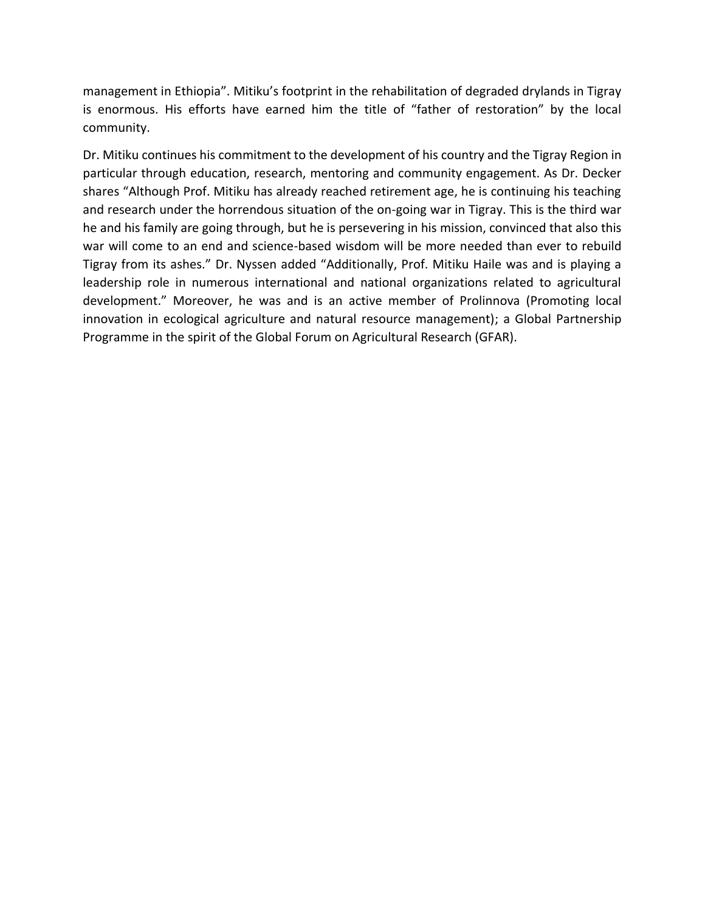management in Ethiopia". Mitiku's footprint in the rehabilitation of degraded drylands in Tigray is enormous. His efforts have earned him the title of "father of restoration" by the local community.

Dr. Mitiku continues his commitment to the development of his country and the Tigray Region in particular through education, research, mentoring and community engagement. As Dr. Decker shares "Although Prof. Mitiku has already reached retirement age, he is continuing his teaching and research under the horrendous situation of the on-going war in Tigray. This is the third war he and his family are going through, but he is persevering in his mission, convinced that also this war will come to an end and science-based wisdom will be more needed than ever to rebuild Tigray from its ashes." Dr. Nyssen added "Additionally, Prof. Mitiku Haile was and is playing a leadership role in numerous international and national organizations related to agricultural development." Moreover, he was and is an active member of Prolinnova (Promoting local innovation in ecological agriculture and natural resource management); a Global Partnership Programme in the spirit of the Global Forum on Agricultural Research (GFAR).